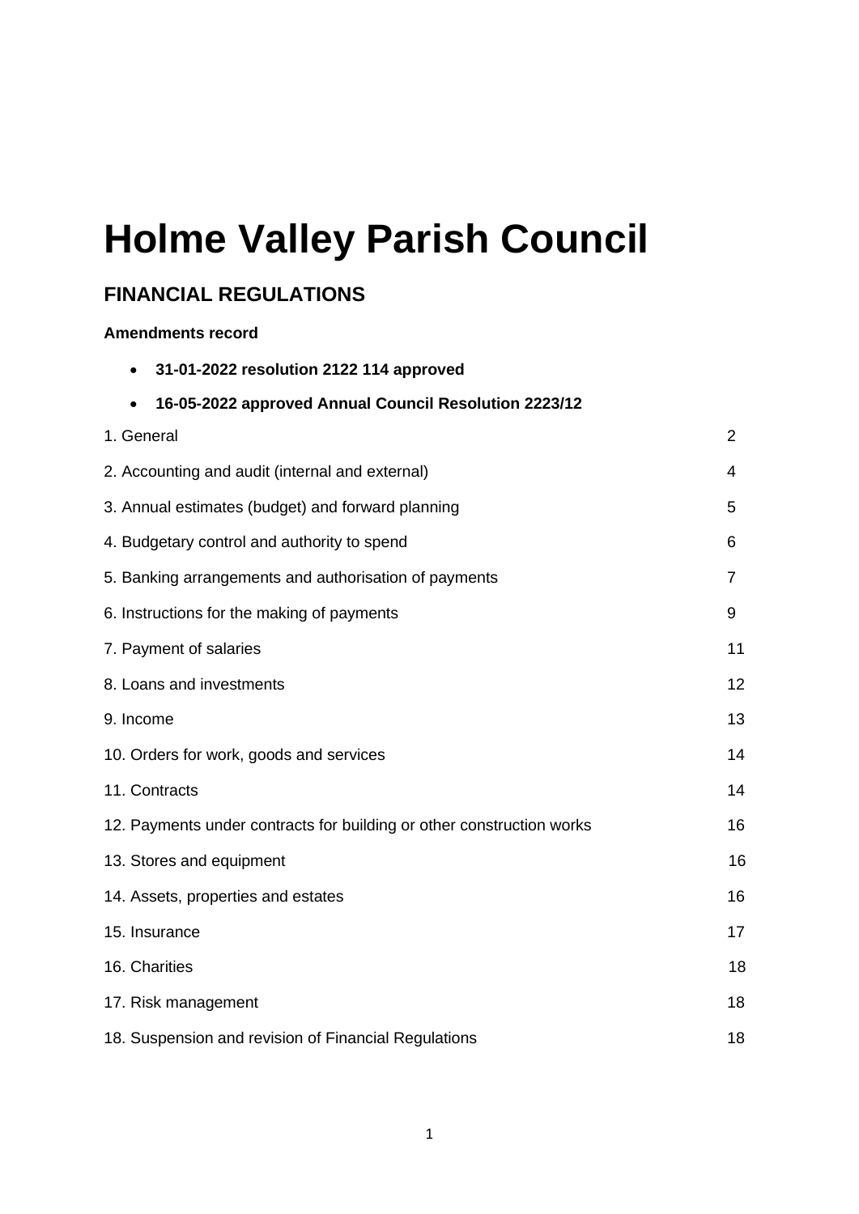# Holme Valley Parish Council

## FINANCIAL REGULATIONS

**Amendments record**

- **31-01-2022 resolution 2122 114 approved**
- **16-05-2022 approved Annual Council Resolution 2223/12**

| | |
|---|---|
| 1. General | 2 |
| 2. Accounting and audit (internal and external) | 4 |
| 3. Annual estimates (budget) and forward planning | 5 |
| 4. Budgetary control and authority to spend | 6 |
| 5. Banking arrangements and authorisation of payments | 7 |
| 6. Instructions for the making of payments | 9 |
| 7. Payment of salaries | 11 |
| 8. Loans and investments | 12 |
| 9. Income | 13 |
| 10. Orders for work, goods and services | 14 |
| 11. Contracts | 14 |
| 12. Payments under contracts for building or other construction works | 16 |
| 13. Stores and equipment | 16 |
| 14. Assets, properties and estates | 16 |
| 15. Insurance | 17 |
| 16. Charities | 18 |
| 17. Risk management | 18 |
| 18. Suspension and revision of Financial Regulations | 18 |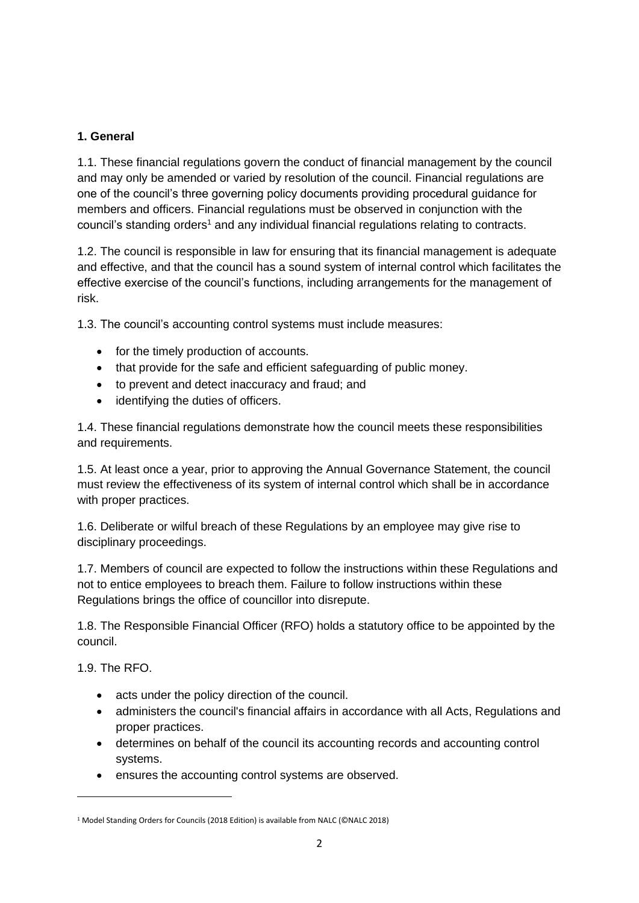**1. General**

1.1. These financial regulations govern the conduct of financial management by the council and may only be amended or varied by resolution of the council. Financial regulations are one of the council's three governing policy documents providing procedural guidance for members and officers. Financial regulations must be observed in conjunction with the council's standing orders[1] and any individual financial regulations relating to contracts.

1.2. The council is responsible in law for ensuring that its financial management is adequate and effective, and that the council has a sound system of internal control which facilitates the effective exercise of the council's functions, including arrangements for the management of risk.

1.3. The council's accounting control systems must include measures:

- for the timely production of accounts.
- that provide for the safe and efficient safeguarding of public money.
- to prevent and detect inaccuracy and fraud; and
- identifying the duties of officers.

1.4. These financial regulations demonstrate how the council meets these responsibilities and requirements.

1.5. At least once a year, prior to approving the Annual Governance Statement, the council must review the effectiveness of its system of internal control which shall be in accordance with proper practices.

1.6. Deliberate or wilful breach of these Regulations by an employee may give rise to disciplinary proceedings.

1.7. Members of council are expected to follow the instructions within these Regulations and not to entice employees to breach them. Failure to follow instructions within these Regulations brings the office of councillor into disrepute.

1.8. The Responsible Financial Officer (RFO) holds a statutory office to be appointed by the council.

1.9. The RFO.

- acts under the policy direction of the council.
- administers the council's financial affairs in accordance with all Acts, Regulations and proper practices.
- determines on behalf of the council its accounting records and accounting control systems.
- ensures the accounting control systems are observed.

[1] Model Standing Orders for Councils (2018 Edition) is available from NALC (©NALC 2018)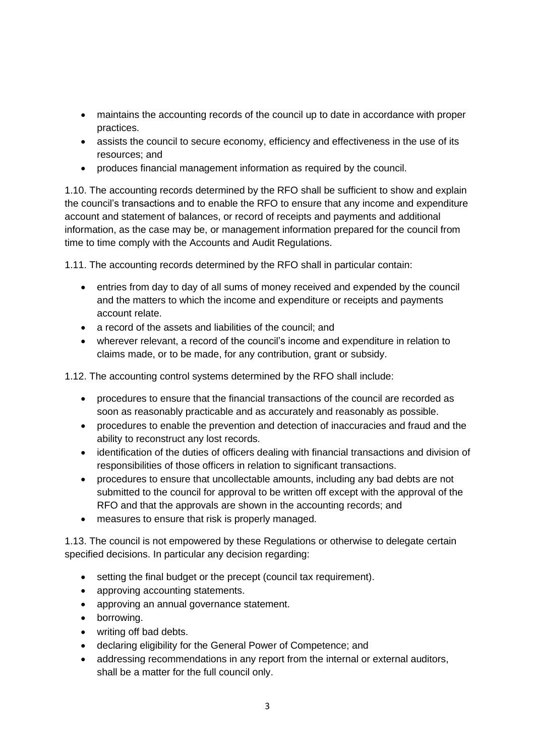- maintains the accounting records of the council up to date in accordance with proper practices.
- assists the council to secure economy, efficiency and effectiveness in the use of its resources; and
- produces financial management information as required by the council.

1.10. The accounting records determined by the RFO shall be sufficient to show and explain the council's transactions and to enable the RFO to ensure that any income and expenditure account and statement of balances, or record of receipts and payments and additional information, as the case may be, or management information prepared for the council from time to time comply with the Accounts and Audit Regulations.

1.11. The accounting records determined by the RFO shall in particular contain:

- entries from day to day of all sums of money received and expended by the council and the matters to which the income and expenditure or receipts and payments account relate.
- a record of the assets and liabilities of the council; and
- wherever relevant, a record of the council's income and expenditure in relation to claims made, or to be made, for any contribution, grant or subsidy.

1.12. The accounting control systems determined by the RFO shall include:

- procedures to ensure that the financial transactions of the council are recorded as soon as reasonably practicable and as accurately and reasonably as possible.
- procedures to enable the prevention and detection of inaccuracies and fraud and the ability to reconstruct any lost records.
- identification of the duties of officers dealing with financial transactions and division of responsibilities of those officers in relation to significant transactions.
- procedures to ensure that uncollectable amounts, including any bad debts are not submitted to the council for approval to be written off except with the approval of the RFO and that the approvals are shown in the accounting records; and
- measures to ensure that risk is properly managed.

1.13. The council is not empowered by these Regulations or otherwise to delegate certain specified decisions. In particular any decision regarding:

- setting the final budget or the precept (council tax requirement).
- approving accounting statements.
- approving an annual governance statement.
- borrowing.
- writing off bad debts.
- declaring eligibility for the General Power of Competence; and
- addressing recommendations in any report from the internal or external auditors, shall be a matter for the full council only.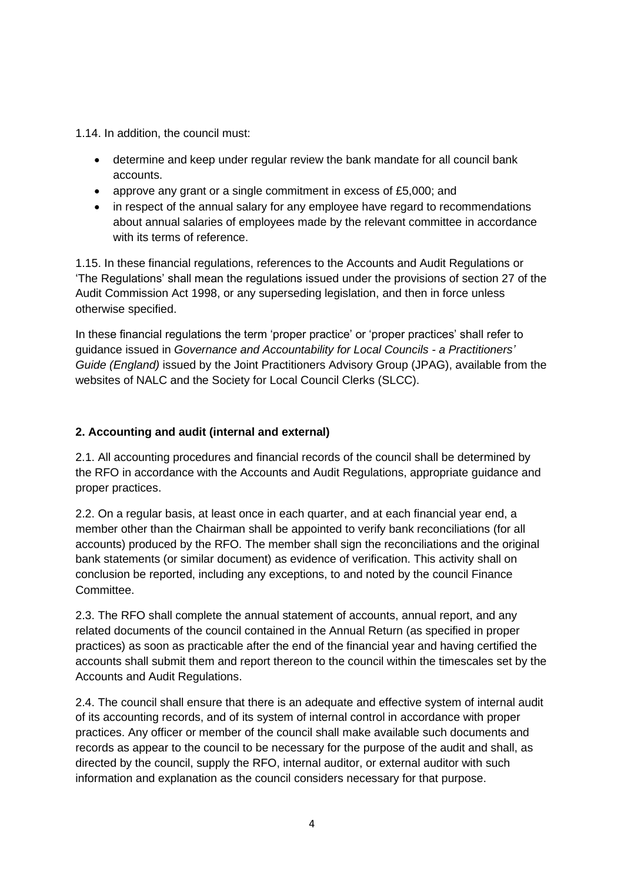1.14. In addition, the council must:

- determine and keep under regular review the bank mandate for all council bank accounts.
- approve any grant or a single commitment in excess of £5,000; and
- in respect of the annual salary for any employee have regard to recommendations about annual salaries of employees made by the relevant committee in accordance with its terms of reference.

1.15. In these financial regulations, references to the Accounts and Audit Regulations or 'The Regulations' shall mean the regulations issued under the provisions of section 27 of the Audit Commission Act 1998, or any superseding legislation, and then in force unless otherwise specified.

In these financial regulations the term 'proper practice' or 'proper practices' shall refer to guidance issued in *Governance and Accountability for Local Councils - a Practitioners' Guide (England)* issued by the Joint Practitioners Advisory Group (JPAG), available from the websites of NALC and the Society for Local Council Clerks (SLCC).

## 2. Accounting and audit (internal and external)

2.1. All accounting procedures and financial records of the council shall be determined by the RFO in accordance with the Accounts and Audit Regulations, appropriate guidance and proper practices.

2.2. On a regular basis, at least once in each quarter, and at each financial year end, a member other than the Chairman shall be appointed to verify bank reconciliations (for all accounts) produced by the RFO. The member shall sign the reconciliations and the original bank statements (or similar document) as evidence of verification. This activity shall on conclusion be reported, including any exceptions, to and noted by the council Finance Committee.

2.3. The RFO shall complete the annual statement of accounts, annual report, and any related documents of the council contained in the Annual Return (as specified in proper practices) as soon as practicable after the end of the financial year and having certified the accounts shall submit them and report thereon to the council within the timescales set by the Accounts and Audit Regulations.

2.4. The council shall ensure that there is an adequate and effective system of internal audit of its accounting records, and of its system of internal control in accordance with proper practices. Any officer or member of the council shall make available such documents and records as appear to the council to be necessary for the purpose of the audit and shall, as directed by the council, supply the RFO, internal auditor, or external auditor with such information and explanation as the council considers necessary for that purpose.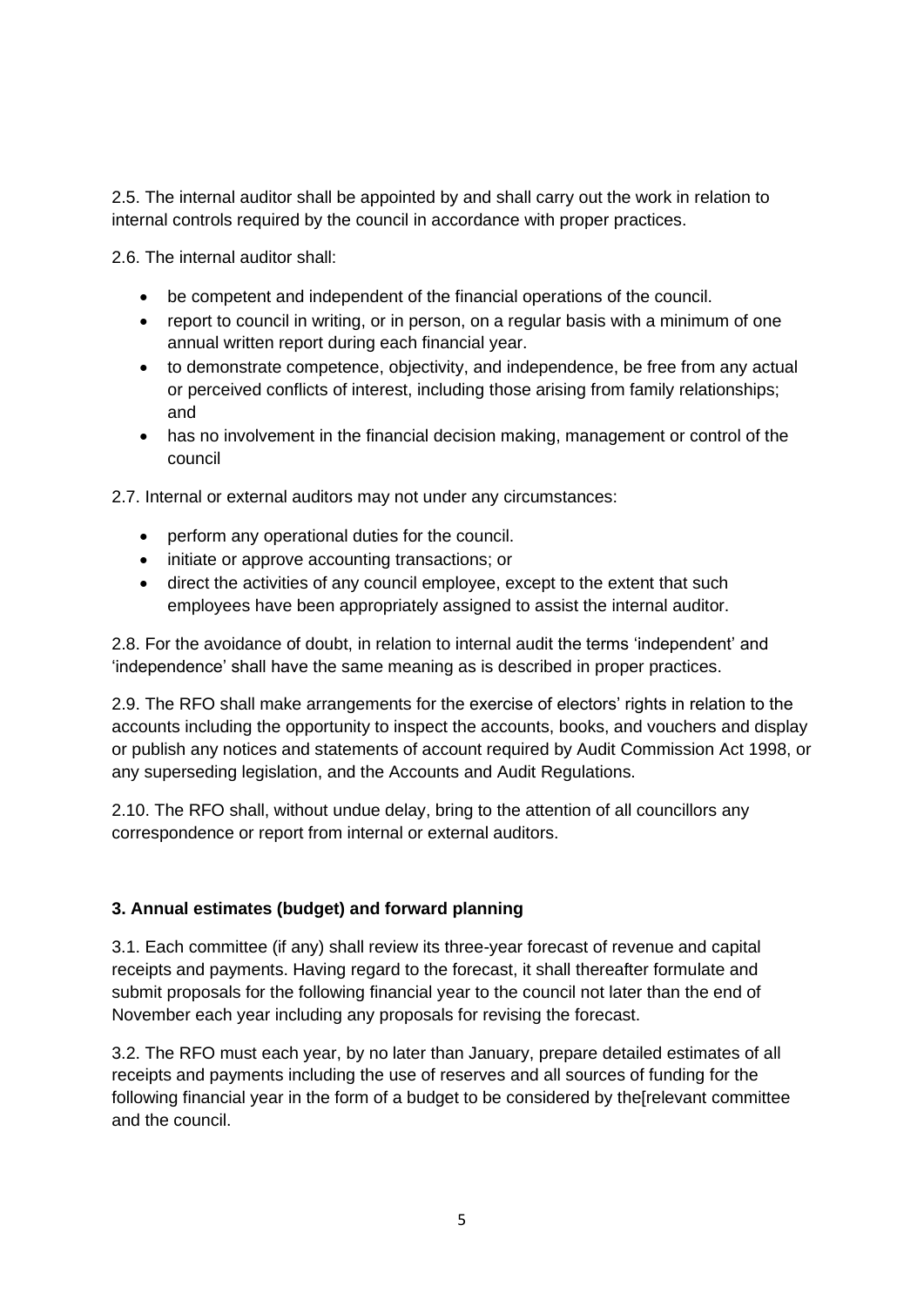2.5. The internal auditor shall be appointed by and shall carry out the work in relation to internal controls required by the council in accordance with proper practices.

2.6. The internal auditor shall:

- be competent and independent of the financial operations of the council.
- report to council in writing, or in person, on a regular basis with a minimum of one annual written report during each financial year.
- to demonstrate competence, objectivity, and independence, be free from any actual or perceived conflicts of interest, including those arising from family relationships; and
- has no involvement in the financial decision making, management or control of the council

2.7. Internal or external auditors may not under any circumstances:

- perform any operational duties for the council.
- initiate or approve accounting transactions; or
- direct the activities of any council employee, except to the extent that such employees have been appropriately assigned to assist the internal auditor.

2.8. For the avoidance of doubt, in relation to internal audit the terms 'independent' and 'independence' shall have the same meaning as is described in proper practices.

2.9. The RFO shall make arrangements for the exercise of electors' rights in relation to the accounts including the opportunity to inspect the accounts, books, and vouchers and display or publish any notices and statements of account required by Audit Commission Act 1998, or any superseding legislation, and the Accounts and Audit Regulations.

2.10. The RFO shall, without undue delay, bring to the attention of all councillors any correspondence or report from internal or external auditors.

**3. Annual estimates (budget) and forward planning**

3.1. Each committee (if any) shall review its three-year forecast of revenue and capital receipts and payments. Having regard to the forecast, it shall thereafter formulate and submit proposals for the following financial year to the council not later than the end of November each year including any proposals for revising the forecast.

3.2. The RFO must each year, by no later than January, prepare detailed estimates of all receipts and payments including the use of reserves and all sources of funding for the following financial year in the form of a budget to be considered by the[relevant committee and the council.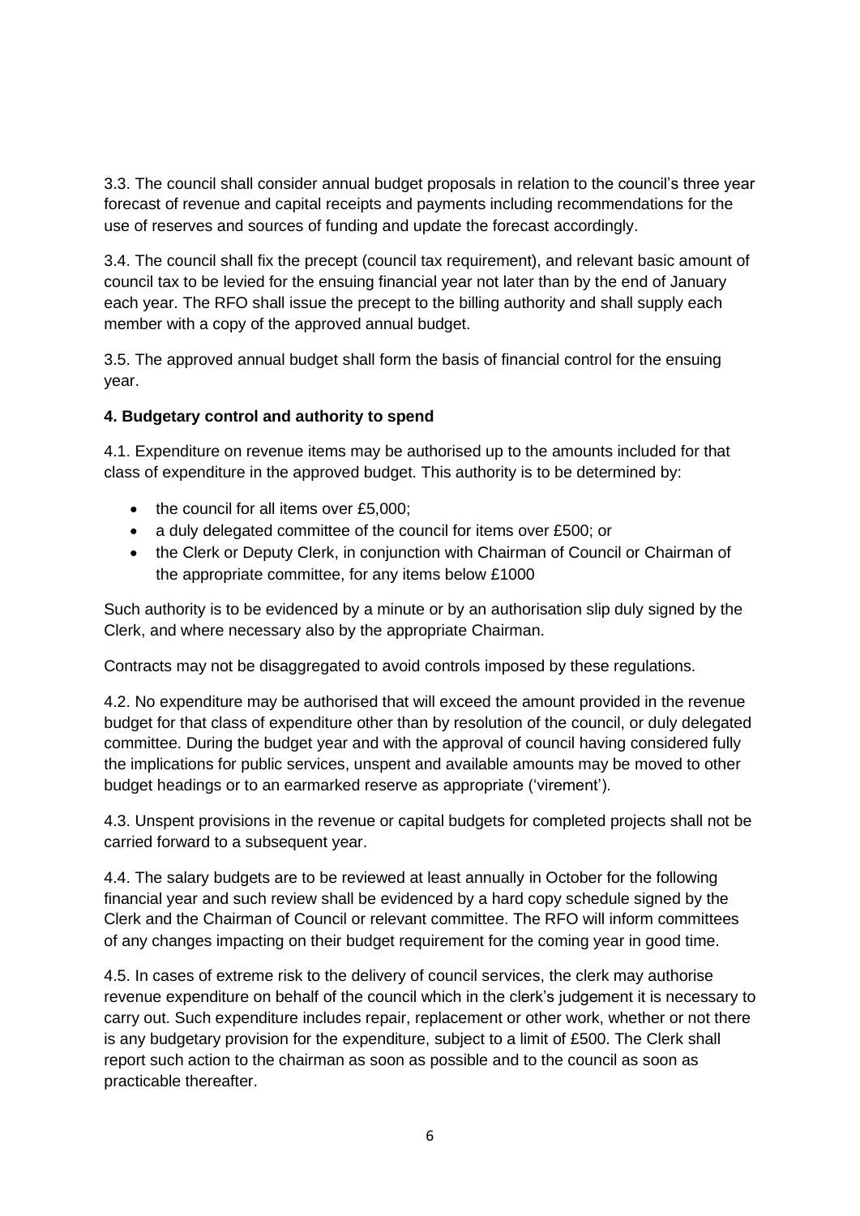3.3. The council shall consider annual budget proposals in relation to the council's three year forecast of revenue and capital receipts and payments including recommendations for the use of reserves and sources of funding and update the forecast accordingly.

3.4. The council shall fix the precept (council tax requirement), and relevant basic amount of council tax to be levied for the ensuing financial year not later than by the end of January each year. The RFO shall issue the precept to the billing authority and shall supply each member with a copy of the approved annual budget.

3.5. The approved annual budget shall form the basis of financial control for the ensuing year.

**4. Budgetary control and authority to spend**

4.1. Expenditure on revenue items may be authorised up to the amounts included for that class of expenditure in the approved budget. This authority is to be determined by:

- the council for all items over £5,000;
- a duly delegated committee of the council for items over £500; or
- the Clerk or Deputy Clerk, in conjunction with Chairman of Council or Chairman of the appropriate committee, for any items below £1000

Such authority is to be evidenced by a minute or by an authorisation slip duly signed by the Clerk, and where necessary also by the appropriate Chairman.

Contracts may not be disaggregated to avoid controls imposed by these regulations.

4.2. No expenditure may be authorised that will exceed the amount provided in the revenue budget for that class of expenditure other than by resolution of the council, or duly delegated committee. During the budget year and with the approval of council having considered fully the implications for public services, unspent and available amounts may be moved to other budget headings or to an earmarked reserve as appropriate ('virement').

4.3. Unspent provisions in the revenue or capital budgets for completed projects shall not be carried forward to a subsequent year.

4.4. The salary budgets are to be reviewed at least annually in October for the following financial year and such review shall be evidenced by a hard copy schedule signed by the Clerk and the Chairman of Council or relevant committee. The RFO will inform committees of any changes impacting on their budget requirement for the coming year in good time.

4.5. In cases of extreme risk to the delivery of council services, the clerk may authorise revenue expenditure on behalf of the council which in the clerk's judgement it is necessary to carry out. Such expenditure includes repair, replacement or other work, whether or not there is any budgetary provision for the expenditure, subject to a limit of £500. The Clerk shall report such action to the chairman as soon as possible and to the council as soon as practicable thereafter.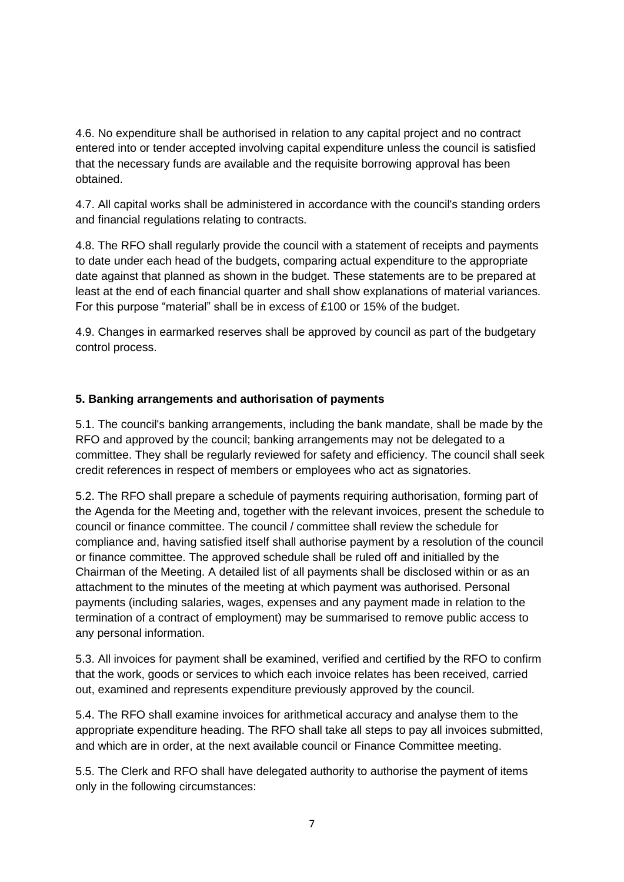4.6. No expenditure shall be authorised in relation to any capital project and no contract entered into or tender accepted involving capital expenditure unless the council is satisfied that the necessary funds are available and the requisite borrowing approval has been obtained.

4.7. All capital works shall be administered in accordance with the council's standing orders and financial regulations relating to contracts.

4.8. The RFO shall regularly provide the council with a statement of receipts and payments to date under each head of the budgets, comparing actual expenditure to the appropriate date against that planned as shown in the budget. These statements are to be prepared at least at the end of each financial quarter and shall show explanations of material variances. For this purpose "material" shall be in excess of £100 or 15% of the budget.

4.9. Changes in earmarked reserves shall be approved by council as part of the budgetary control process.

## 5. Banking arrangements and authorisation of payments

5.1. The council's banking arrangements, including the bank mandate, shall be made by the RFO and approved by the council; banking arrangements may not be delegated to a committee. They shall be regularly reviewed for safety and efficiency. The council shall seek credit references in respect of members or employees who act as signatories.

5.2. The RFO shall prepare a schedule of payments requiring authorisation, forming part of the Agenda for the Meeting and, together with the relevant invoices, present the schedule to council or finance committee. The council / committee shall review the schedule for compliance and, having satisfied itself shall authorise payment by a resolution of the council or finance committee. The approved schedule shall be ruled off and initialled by the Chairman of the Meeting. A detailed list of all payments shall be disclosed within or as an attachment to the minutes of the meeting at which payment was authorised. Personal payments (including salaries, wages, expenses and any payment made in relation to the termination of a contract of employment) may be summarised to remove public access to any personal information.

5.3. All invoices for payment shall be examined, verified and certified by the RFO to confirm that the work, goods or services to which each invoice relates has been received, carried out, examined and represents expenditure previously approved by the council.

5.4. The RFO shall examine invoices for arithmetical accuracy and analyse them to the appropriate expenditure heading. The RFO shall take all steps to pay all invoices submitted, and which are in order, at the next available council or Finance Committee meeting.

5.5. The Clerk and RFO shall have delegated authority to authorise the payment of items only in the following circumstances: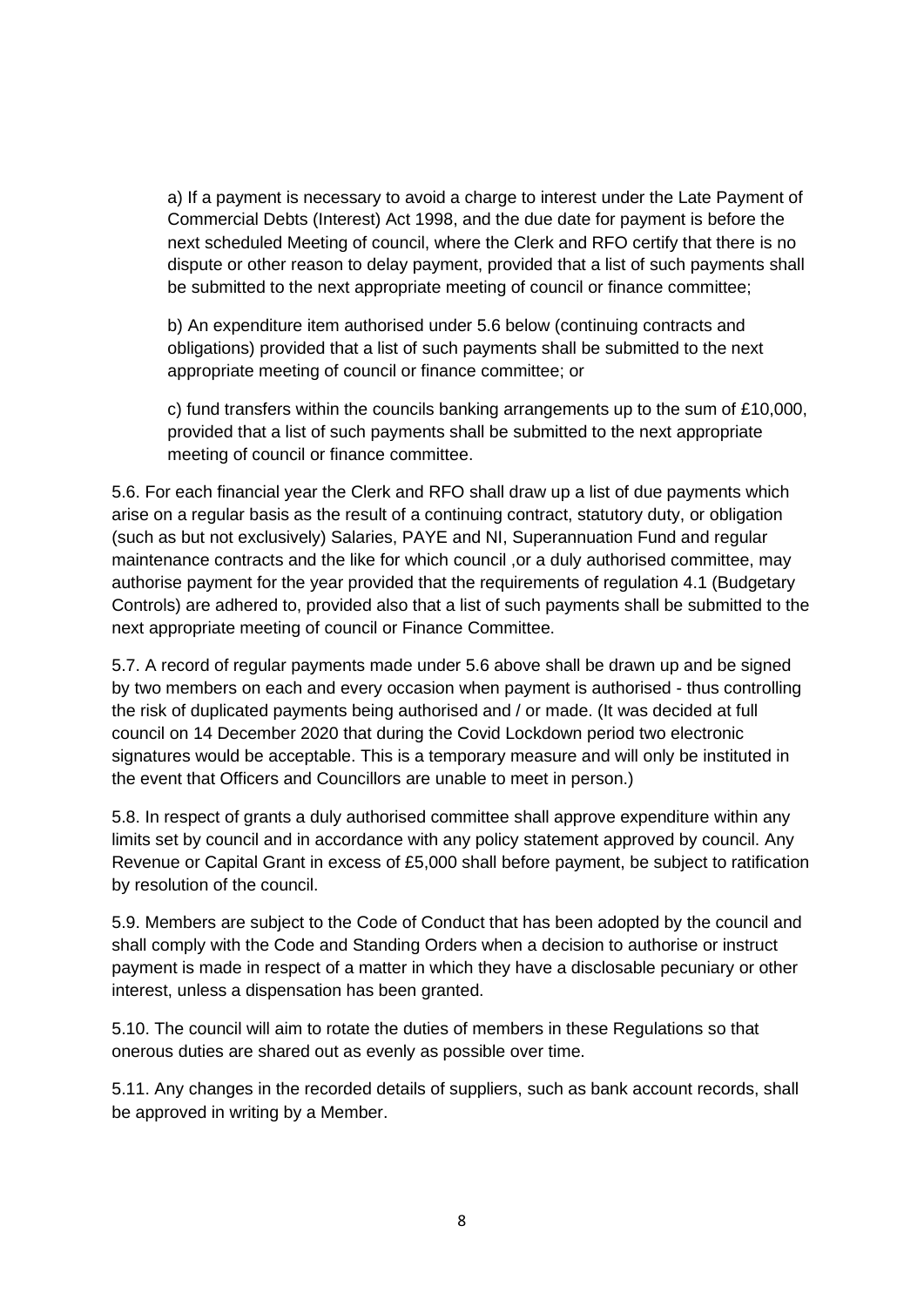a) If a payment is necessary to avoid a charge to interest under the Late Payment of Commercial Debts (Interest) Act 1998, and the due date for payment is before the next scheduled Meeting of council, where the Clerk and RFO certify that there is no dispute or other reason to delay payment, provided that a list of such payments shall be submitted to the next appropriate meeting of council or finance committee;

b) An expenditure item authorised under 5.6 below (continuing contracts and obligations) provided that a list of such payments shall be submitted to the next appropriate meeting of council or finance committee; or

c) fund transfers within the councils banking arrangements up to the sum of £10,000, provided that a list of such payments shall be submitted to the next appropriate meeting of council or finance committee.

5.6. For each financial year the Clerk and RFO shall draw up a list of due payments which arise on a regular basis as the result of a continuing contract, statutory duty, or obligation (such as but not exclusively) Salaries, PAYE and NI, Superannuation Fund and regular maintenance contracts and the like for which council ,or a duly authorised committee, may authorise payment for the year provided that the requirements of regulation 4.1 (Budgetary Controls) are adhered to, provided also that a list of such payments shall be submitted to the next appropriate meeting of council or Finance Committee.

5.7. A record of regular payments made under 5.6 above shall be drawn up and be signed by two members on each and every occasion when payment is authorised - thus controlling the risk of duplicated payments being authorised and / or made. (It was decided at full council on 14 December 2020 that during the Covid Lockdown period two electronic signatures would be acceptable. This is a temporary measure and will only be instituted in the event that Officers and Councillors are unable to meet in person.)

5.8. In respect of grants a duly authorised committee shall approve expenditure within any limits set by council and in accordance with any policy statement approved by council. Any Revenue or Capital Grant in excess of £5,000 shall before payment, be subject to ratification by resolution of the council.

5.9. Members are subject to the Code of Conduct that has been adopted by the council and shall comply with the Code and Standing Orders when a decision to authorise or instruct payment is made in respect of a matter in which they have a disclosable pecuniary or other interest, unless a dispensation has been granted.

5.10. The council will aim to rotate the duties of members in these Regulations so that onerous duties are shared out as evenly as possible over time.

5.11. Any changes in the recorded details of suppliers, such as bank account records, shall be approved in writing by a Member.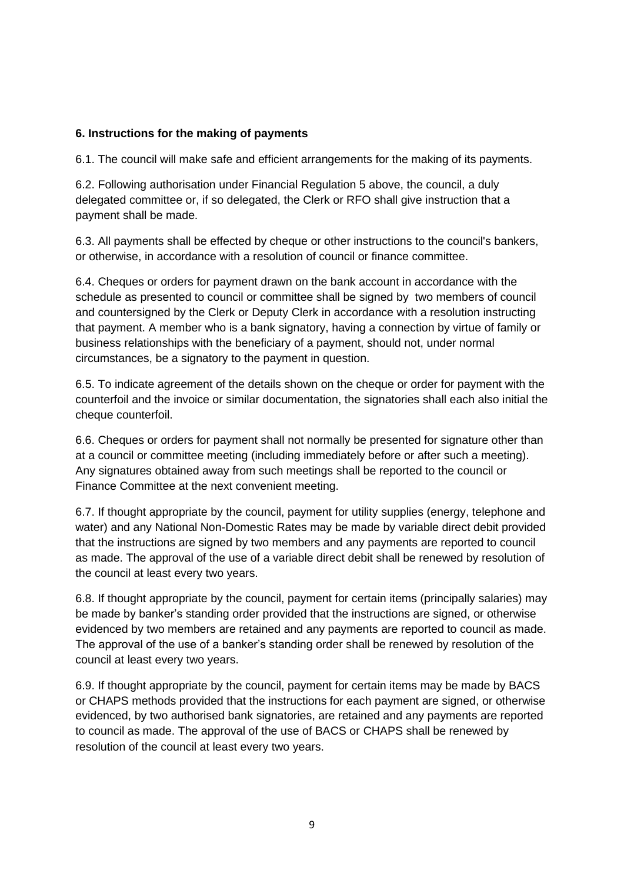**6. Instructions for the making of payments**

6.1. The council will make safe and efficient arrangements for the making of its payments.

6.2. Following authorisation under Financial Regulation 5 above, the council, a duly delegated committee or, if so delegated, the Clerk or RFO shall give instruction that a payment shall be made.

6.3. All payments shall be effected by cheque or other instructions to the council's bankers, or otherwise, in accordance with a resolution of council or finance committee.

6.4. Cheques or orders for payment drawn on the bank account in accordance with the schedule as presented to council or committee shall be signed by two members of council and countersigned by the Clerk or Deputy Clerk in accordance with a resolution instructing that payment. A member who is a bank signatory, having a connection by virtue of family or business relationships with the beneficiary of a payment, should not, under normal circumstances, be a signatory to the payment in question.

6.5. To indicate agreement of the details shown on the cheque or order for payment with the counterfoil and the invoice or similar documentation, the signatories shall each also initial the cheque counterfoil.

6.6. Cheques or orders for payment shall not normally be presented for signature other than at a council or committee meeting (including immediately before or after such a meeting). Any signatures obtained away from such meetings shall be reported to the council or Finance Committee at the next convenient meeting.

6.7. If thought appropriate by the council, payment for utility supplies (energy, telephone and water) and any National Non-Domestic Rates may be made by variable direct debit provided that the instructions are signed by two members and any payments are reported to council as made. The approval of the use of a variable direct debit shall be renewed by resolution of the council at least every two years.

6.8. If thought appropriate by the council, payment for certain items (principally salaries) may be made by banker's standing order provided that the instructions are signed, or otherwise evidenced by two members are retained and any payments are reported to council as made. The approval of the use of a banker's standing order shall be renewed by resolution of the council at least every two years.

6.9. If thought appropriate by the council, payment for certain items may be made by BACS or CHAPS methods provided that the instructions for each payment are signed, or otherwise evidenced, by two authorised bank signatories, are retained and any payments are reported to council as made. The approval of the use of BACS or CHAPS shall be renewed by resolution of the council at least every two years.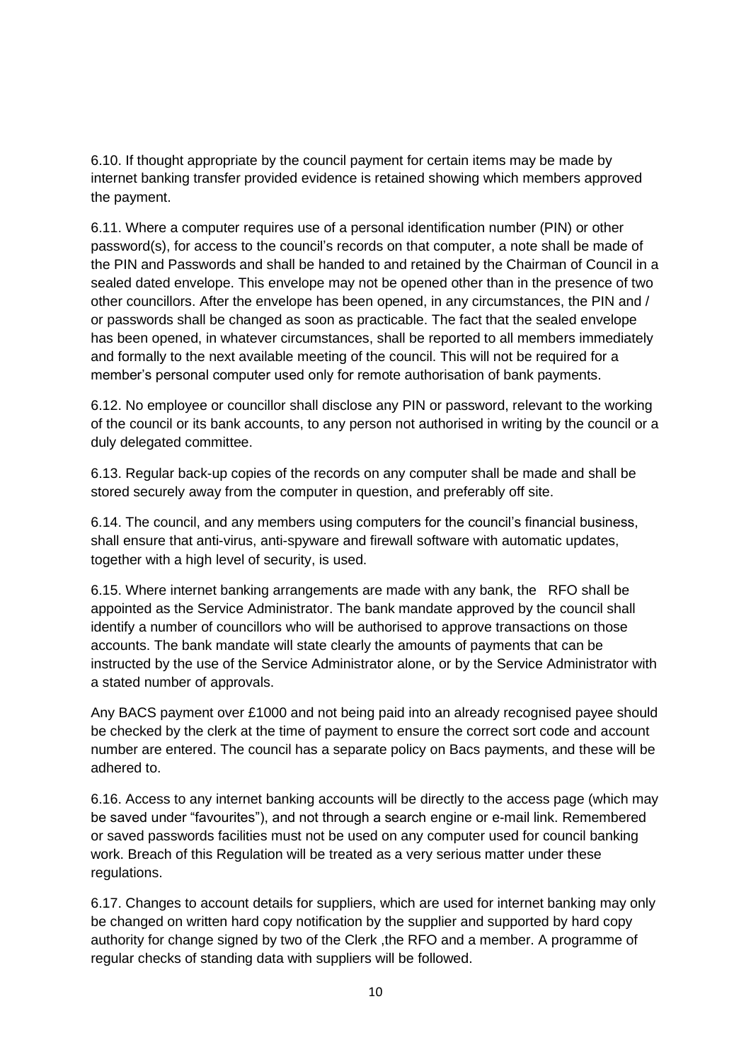6.10. If thought appropriate by the council payment for certain items may be made by internet banking transfer provided evidence is retained showing which members approved the payment.

6.11. Where a computer requires use of a personal identification number (PIN) or other password(s), for access to the council's records on that computer, a note shall be made of the PIN and Passwords and shall be handed to and retained by the Chairman of Council in a sealed dated envelope. This envelope may not be opened other than in the presence of two other councillors. After the envelope has been opened, in any circumstances, the PIN and / or passwords shall be changed as soon as practicable. The fact that the sealed envelope has been opened, in whatever circumstances, shall be reported to all members immediately and formally to the next available meeting of the council. This will not be required for a member's personal computer used only for remote authorisation of bank payments.

6.12. No employee or councillor shall disclose any PIN or password, relevant to the working of the council or its bank accounts, to any person not authorised in writing by the council or a duly delegated committee.

6.13. Regular back-up copies of the records on any computer shall be made and shall be stored securely away from the computer in question, and preferably off site.

6.14. The council, and any members using computers for the council's financial business, shall ensure that anti-virus, anti-spyware and firewall software with automatic updates, together with a high level of security, is used.

6.15. Where internet banking arrangements are made with any bank, the RFO shall be appointed as the Service Administrator. The bank mandate approved by the council shall identify a number of councillors who will be authorised to approve transactions on those accounts. The bank mandate will state clearly the amounts of payments that can be instructed by the use of the Service Administrator alone, or by the Service Administrator with a stated number of approvals.

Any BACS payment over £1000 and not being paid into an already recognised payee should be checked by the clerk at the time of payment to ensure the correct sort code and account number are entered. The council has a separate policy on Bacs payments, and these will be adhered to.

6.16. Access to any internet banking accounts will be directly to the access page (which may be saved under "favourites"), and not through a search engine or e-mail link. Remembered or saved passwords facilities must not be used on any computer used for council banking work. Breach of this Regulation will be treated as a very serious matter under these regulations.

6.17. Changes to account details for suppliers, which are used for internet banking may only be changed on written hard copy notification by the supplier and supported by hard copy authority for change signed by two of the Clerk ,the RFO and a member. A programme of regular checks of standing data with suppliers will be followed.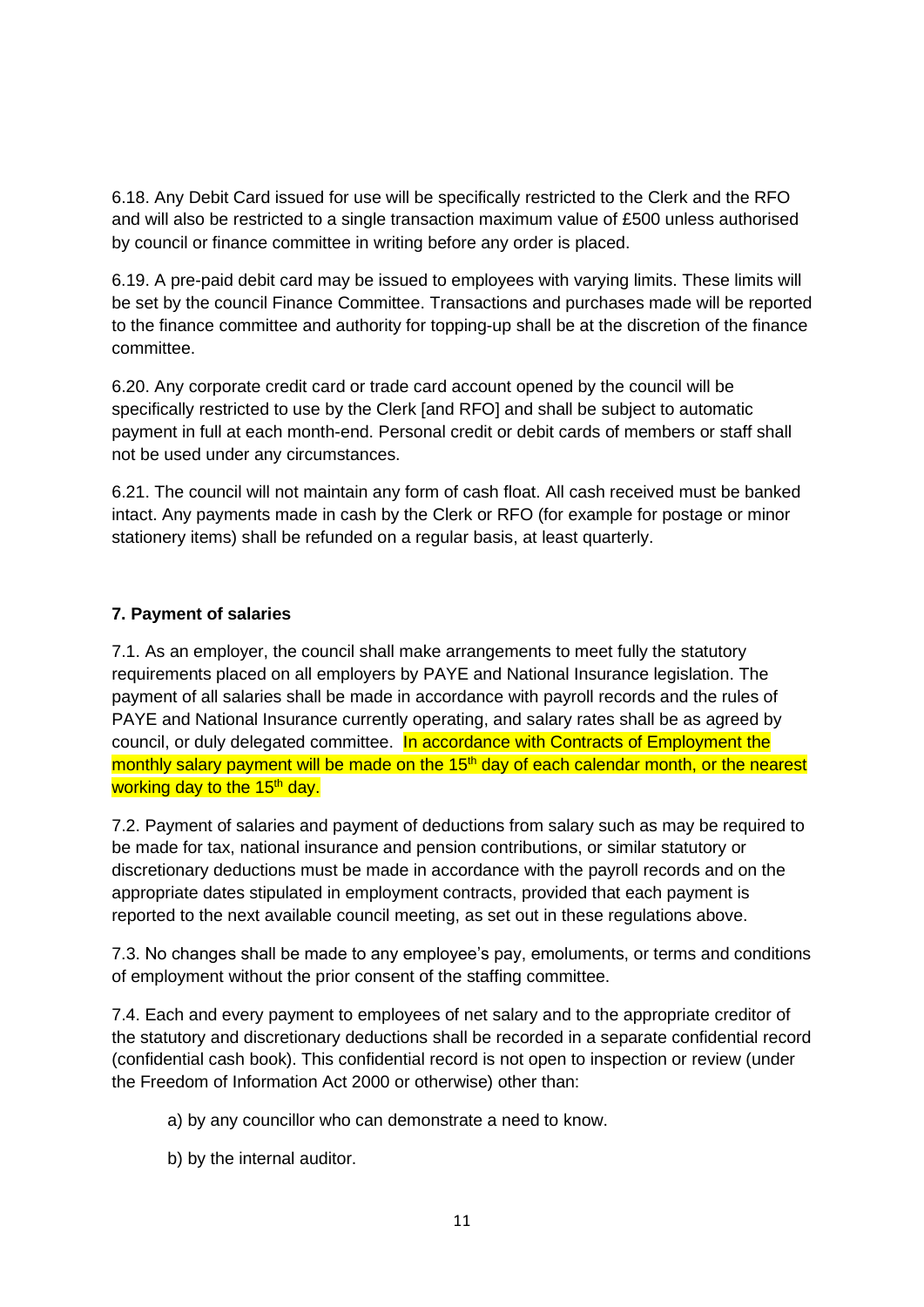6.18. Any Debit Card issued for use will be specifically restricted to the Clerk and the RFO and will also be restricted to a single transaction maximum value of £500 unless authorised by council or finance committee in writing before any order is placed.

6.19. A pre-paid debit card may be issued to employees with varying limits. These limits will be set by the council Finance Committee. Transactions and purchases made will be reported to the finance committee and authority for topping-up shall be at the discretion of the finance committee.

6.20. Any corporate credit card or trade card account opened by the council will be specifically restricted to use by the Clerk [and RFO] and shall be subject to automatic payment in full at each month-end. Personal credit or debit cards of members or staff shall not be used under any circumstances.

6.21. The council will not maintain any form of cash float. All cash received must be banked intact. Any payments made in cash by the Clerk or RFO (for example for postage or minor stationery items) shall be refunded on a regular basis, at least quarterly.

**7. Payment of salaries**

7.1. As an employer, the council shall make arrangements to meet fully the statutory requirements placed on all employers by PAYE and National Insurance legislation. The payment of all salaries shall be made in accordance with payroll records and the rules of PAYE and National Insurance currently operating, and salary rates shall be as agreed by council, or duly delegated committee. In accordance with Contracts of Employment the monthly salary payment will be made on the 15th day of each calendar month, or the nearest working day to the 15th day.

7.2. Payment of salaries and payment of deductions from salary such as may be required to be made for tax, national insurance and pension contributions, or similar statutory or discretionary deductions must be made in accordance with the payroll records and on the appropriate dates stipulated in employment contracts, provided that each payment is reported to the next available council meeting, as set out in these regulations above.

7.3. No changes shall be made to any employee's pay, emoluments, or terms and conditions of employment without the prior consent of the staffing committee.

7.4. Each and every payment to employees of net salary and to the appropriate creditor of the statutory and discretionary deductions shall be recorded in a separate confidential record (confidential cash book). This confidential record is not open to inspection or review (under the Freedom of Information Act 2000 or otherwise) other than:

a) by any councillor who can demonstrate a need to know.

b) by the internal auditor.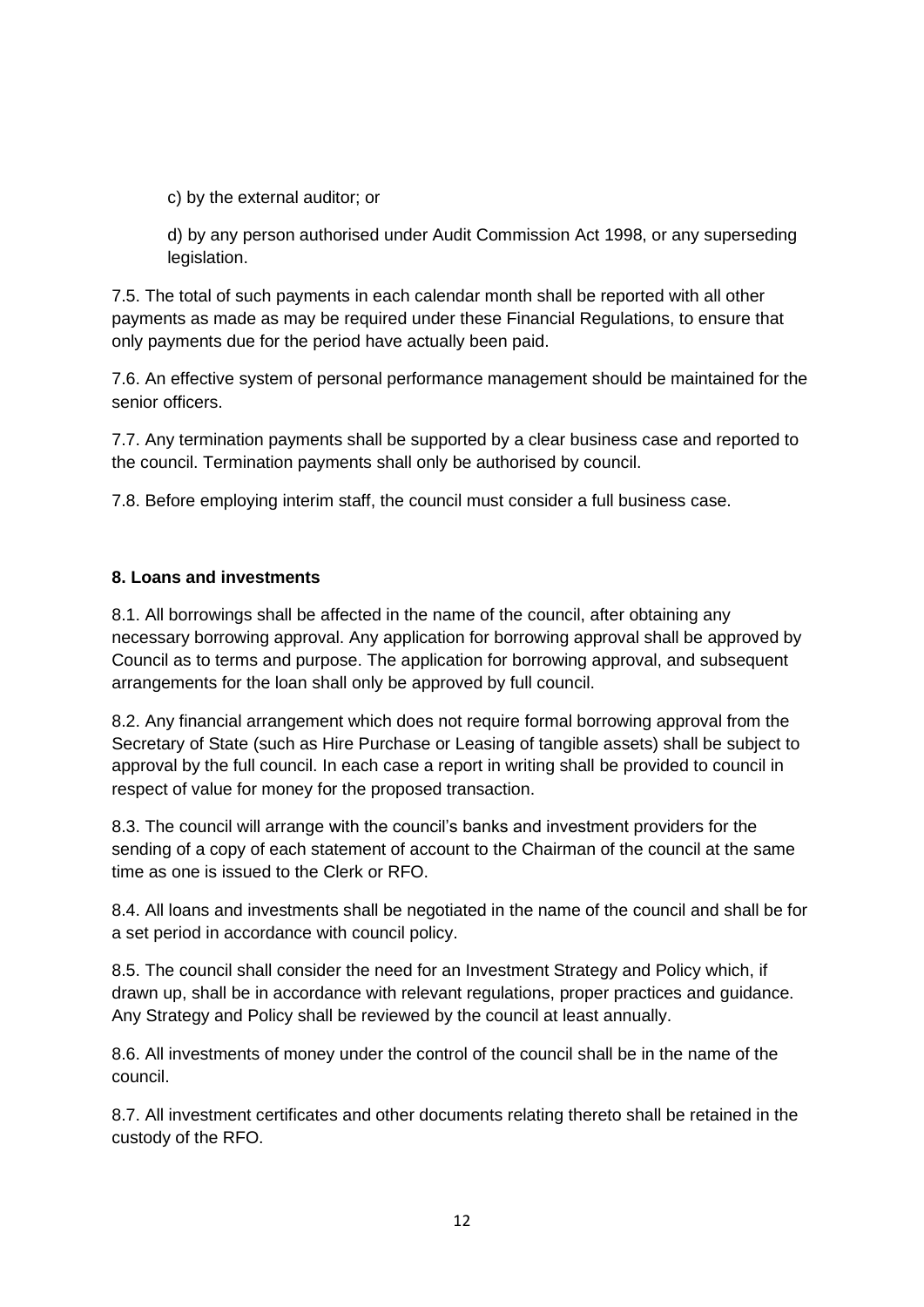c) by the external auditor; or

d) by any person authorised under Audit Commission Act 1998, or any superseding legislation.

7.5. The total of such payments in each calendar month shall be reported with all other payments as made as may be required under these Financial Regulations, to ensure that only payments due for the period have actually been paid.

7.6. An effective system of personal performance management should be maintained for the senior officers.

7.7. Any termination payments shall be supported by a clear business case and reported to the council. Termination payments shall only be authorised by council.

7.8. Before employing interim staff, the council must consider a full business case.

**8. Loans and investments**

8.1. All borrowings shall be affected in the name of the council, after obtaining any necessary borrowing approval. Any application for borrowing approval shall be approved by Council as to terms and purpose. The application for borrowing approval, and subsequent arrangements for the loan shall only be approved by full council.

8.2. Any financial arrangement which does not require formal borrowing approval from the Secretary of State (such as Hire Purchase or Leasing of tangible assets) shall be subject to approval by the full council. In each case a report in writing shall be provided to council in respect of value for money for the proposed transaction.

8.3. The council will arrange with the council's banks and investment providers for the sending of a copy of each statement of account to the Chairman of the council at the same time as one is issued to the Clerk or RFO.

8.4. All loans and investments shall be negotiated in the name of the council and shall be for a set period in accordance with council policy.

8.5. The council shall consider the need for an Investment Strategy and Policy which, if drawn up, shall be in accordance with relevant regulations, proper practices and guidance. Any Strategy and Policy shall be reviewed by the council at least annually.

8.6. All investments of money under the control of the council shall be in the name of the council.

8.7. All investment certificates and other documents relating thereto shall be retained in the custody of the RFO.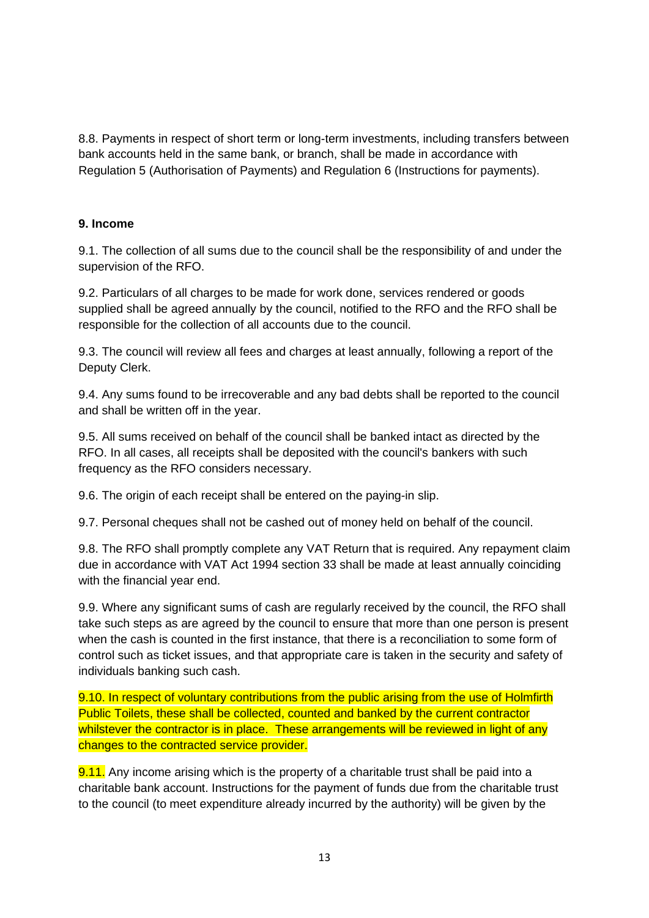8.8. Payments in respect of short term or long-term investments, including transfers between bank accounts held in the same bank, or branch, shall be made in accordance with Regulation 5 (Authorisation of Payments) and Regulation 6 (Instructions for payments).

**9. Income**

9.1. The collection of all sums due to the council shall be the responsibility of and under the supervision of the RFO.

9.2. Particulars of all charges to be made for work done, services rendered or goods supplied shall be agreed annually by the council, notified to the RFO and the RFO shall be responsible for the collection of all accounts due to the council.

9.3. The council will review all fees and charges at least annually, following a report of the Deputy Clerk.

9.4. Any sums found to be irrecoverable and any bad debts shall be reported to the council and shall be written off in the year.

9.5. All sums received on behalf of the council shall be banked intact as directed by the RFO. In all cases, all receipts shall be deposited with the council's bankers with such frequency as the RFO considers necessary.

9.6. The origin of each receipt shall be entered on the paying-in slip.

9.7. Personal cheques shall not be cashed out of money held on behalf of the council.

9.8. The RFO shall promptly complete any VAT Return that is required. Any repayment claim due in accordance with VAT Act 1994 section 33 shall be made at least annually coinciding with the financial year end.

9.9. Where any significant sums of cash are regularly received by the council, the RFO shall take such steps as are agreed by the council to ensure that more than one person is present when the cash is counted in the first instance, that there is a reconciliation to some form of control such as ticket issues, and that appropriate care is taken in the security and safety of individuals banking such cash.

9.10. In respect of voluntary contributions from the public arising from the use of Holmfirth Public Toilets, these shall be collected, counted and banked by the current contractor whilstever the contractor is in place. These arrangements will be reviewed in light of any changes to the contracted service provider.

9.11. Any income arising which is the property of a charitable trust shall be paid into a charitable bank account. Instructions for the payment of funds due from the charitable trust to the council (to meet expenditure already incurred by the authority) will be given by the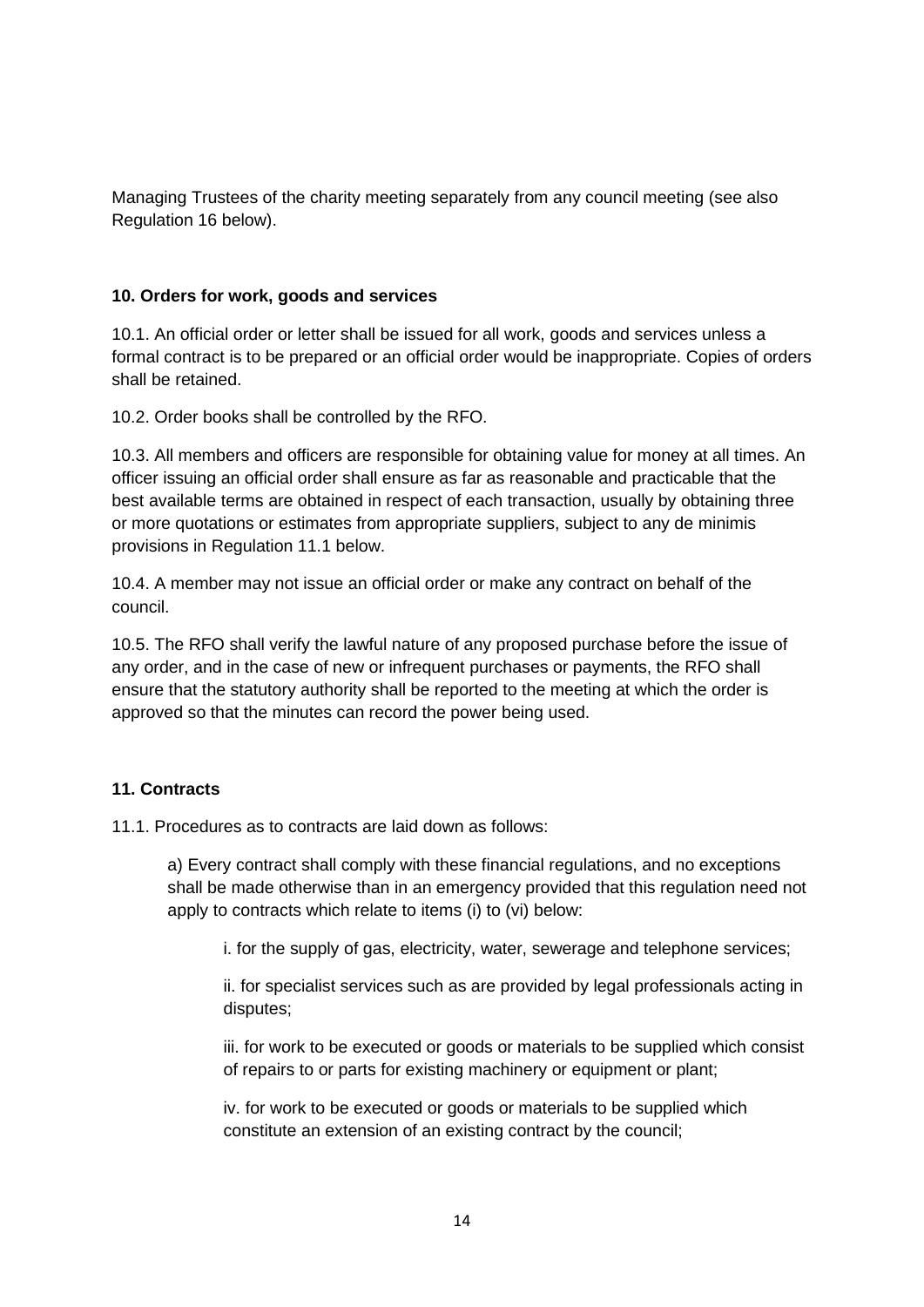Managing Trustees of the charity meeting separately from any council meeting (see also Regulation 16 below).

### 10. Orders for work, goods and services

10.1. An official order or letter shall be issued for all work, goods and services unless a formal contract is to be prepared or an official order would be inappropriate. Copies of orders shall be retained.

10.2. Order books shall be controlled by the RFO.

10.3. All members and officers are responsible for obtaining value for money at all times. An officer issuing an official order shall ensure as far as reasonable and practicable that the best available terms are obtained in respect of each transaction, usually by obtaining three or more quotations or estimates from appropriate suppliers, subject to any de minimis provisions in Regulation 11.1 below.

10.4. A member may not issue an official order or make any contract on behalf of the council.

10.5. The RFO shall verify the lawful nature of any proposed purchase before the issue of any order, and in the case of new or infrequent purchases or payments, the RFO shall ensure that the statutory authority shall be reported to the meeting at which the order is approved so that the minutes can record the power being used.

### 11. Contracts

11.1. Procedures as to contracts are laid down as follows:

> a) Every contract shall comply with these financial regulations, and no exceptions shall be made otherwise than in an emergency provided that this regulation need not apply to contracts which relate to items (i) to (vi) below:
>
> > i. for the supply of gas, electricity, water, sewerage and telephone services;
> >
> > ii. for specialist services such as are provided by legal professionals acting in disputes;
> >
> > iii. for work to be executed or goods or materials to be supplied which consist of repairs to or parts for existing machinery or equipment or plant;
> >
> > iv. for work to be executed or goods or materials to be supplied which constitute an extension of an existing contract by the council;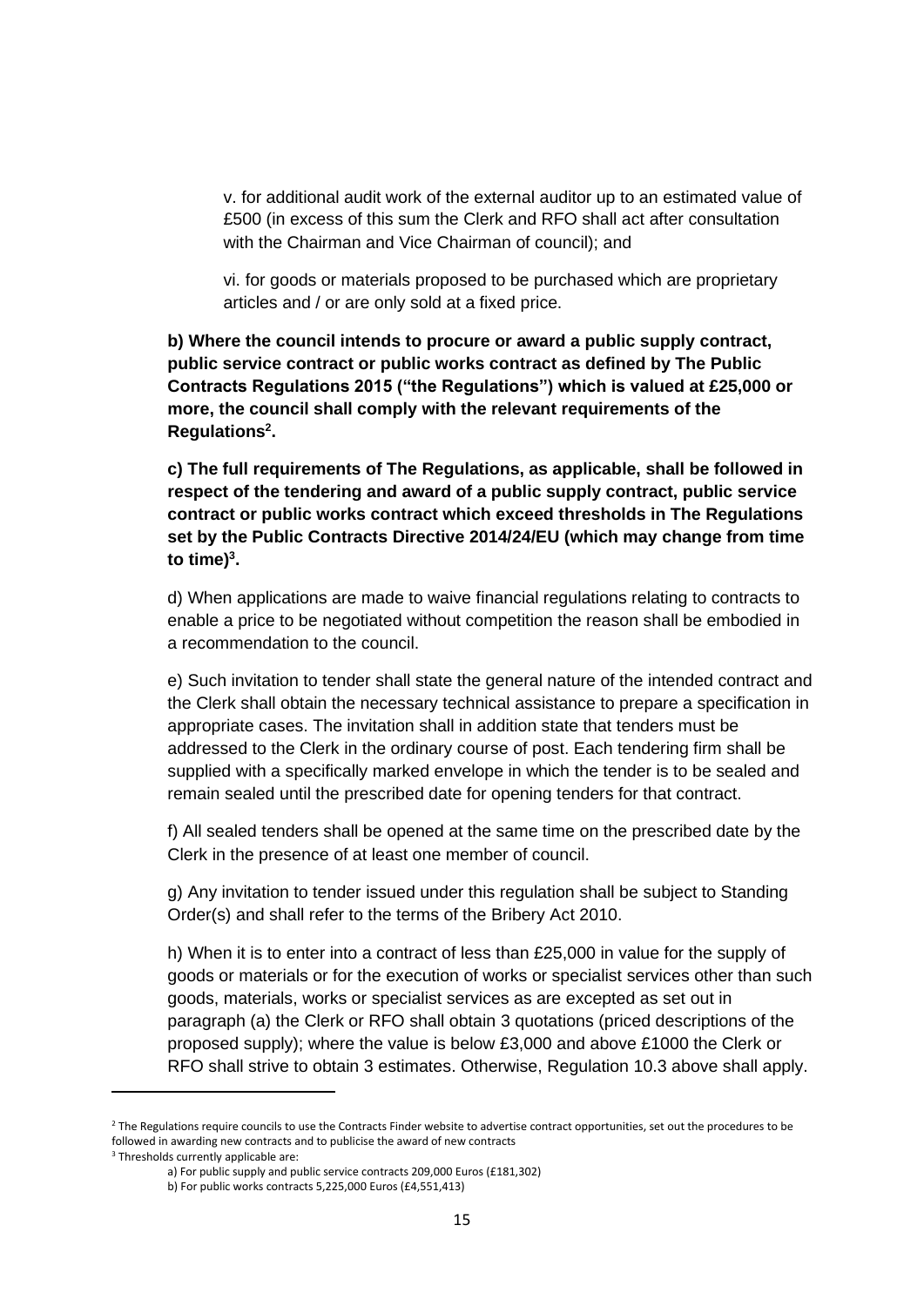v. for additional audit work of the external auditor up to an estimated value of £500 (in excess of this sum the Clerk and RFO shall act after consultation with the Chairman and Vice Chairman of council); and

vi. for goods or materials proposed to be purchased which are proprietary articles and / or are only sold at a fixed price.

**b) Where the council intends to procure or award a public supply contract, public service contract or public works contract as defined by The Public Contracts Regulations 2015 ("the Regulations") which is valued at £25,000 or more, the council shall comply with the relevant requirements of the Regulations[2].**

**c) The full requirements of The Regulations, as applicable, shall be followed in respect of the tendering and award of a public supply contract, public service contract or public works contract which exceed thresholds in The Regulations set by the Public Contracts Directive 2014/24/EU (which may change from time to time)[3].**

d) When applications are made to waive financial regulations relating to contracts to enable a price to be negotiated without competition the reason shall be embodied in a recommendation to the council.

e) Such invitation to tender shall state the general nature of the intended contract and the Clerk shall obtain the necessary technical assistance to prepare a specification in appropriate cases. The invitation shall in addition state that tenders must be addressed to the Clerk in the ordinary course of post. Each tendering firm shall be supplied with a specifically marked envelope in which the tender is to be sealed and remain sealed until the prescribed date for opening tenders for that contract.

f) All sealed tenders shall be opened at the same time on the prescribed date by the Clerk in the presence of at least one member of council.

g) Any invitation to tender issued under this regulation shall be subject to Standing Order(s) and shall refer to the terms of the Bribery Act 2010.

h) When it is to enter into a contract of less than £25,000 in value for the supply of goods or materials or for the execution of works or specialist services other than such goods, materials, works or specialist services as are excepted as set out in paragraph (a) the Clerk or RFO shall obtain 3 quotations (priced descriptions of the proposed supply); where the value is below £3,000 and above £1000 the Clerk or RFO shall strive to obtain 3 estimates. Otherwise, Regulation 10.3 above shall apply.

---

[2] The Regulations require councils to use the Contracts Finder website to advertise contract opportunities, set out the procedures to be followed in awarding new contracts and to publicise the award of new contracts

[3] Thresholds currently applicable are:

a) For public supply and public service contracts 209,000 Euros (£181,302)

b) For public works contracts 5,225,000 Euros (£4,551,413)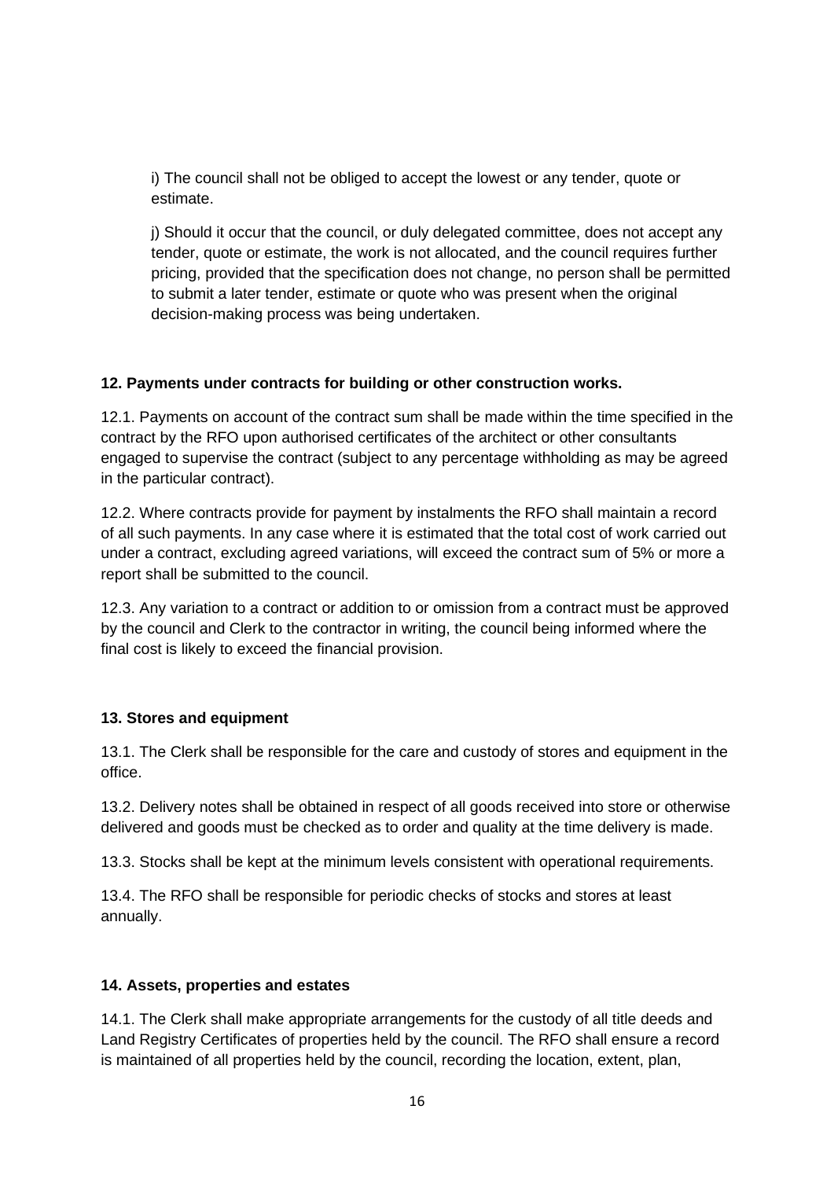i) The council shall not be obliged to accept the lowest or any tender, quote or estimate.

j) Should it occur that the council, or duly delegated committee, does not accept any tender, quote or estimate, the work is not allocated, and the council requires further pricing, provided that the specification does not change, no person shall be permitted to submit a later tender, estimate or quote who was present when the original decision-making process was being undertaken.

**12. Payments under contracts for building or other construction works.**

12.1. Payments on account of the contract sum shall be made within the time specified in the contract by the RFO upon authorised certificates of the architect or other consultants engaged to supervise the contract (subject to any percentage withholding as may be agreed in the particular contract).

12.2. Where contracts provide for payment by instalments the RFO shall maintain a record of all such payments. In any case where it is estimated that the total cost of work carried out under a contract, excluding agreed variations, will exceed the contract sum of 5% or more a report shall be submitted to the council.

12.3. Any variation to a contract or addition to or omission from a contract must be approved by the council and Clerk to the contractor in writing, the council being informed where the final cost is likely to exceed the financial provision.

**13. Stores and equipment**

13.1. The Clerk shall be responsible for the care and custody of stores and equipment in the office.

13.2. Delivery notes shall be obtained in respect of all goods received into store or otherwise delivered and goods must be checked as to order and quality at the time delivery is made.

13.3. Stocks shall be kept at the minimum levels consistent with operational requirements.

13.4. The RFO shall be responsible for periodic checks of stocks and stores at least annually.

**14. Assets, properties and estates**

14.1. The Clerk shall make appropriate arrangements for the custody of all title deeds and Land Registry Certificates of properties held by the council. The RFO shall ensure a record is maintained of all properties held by the council, recording the location, extent, plan,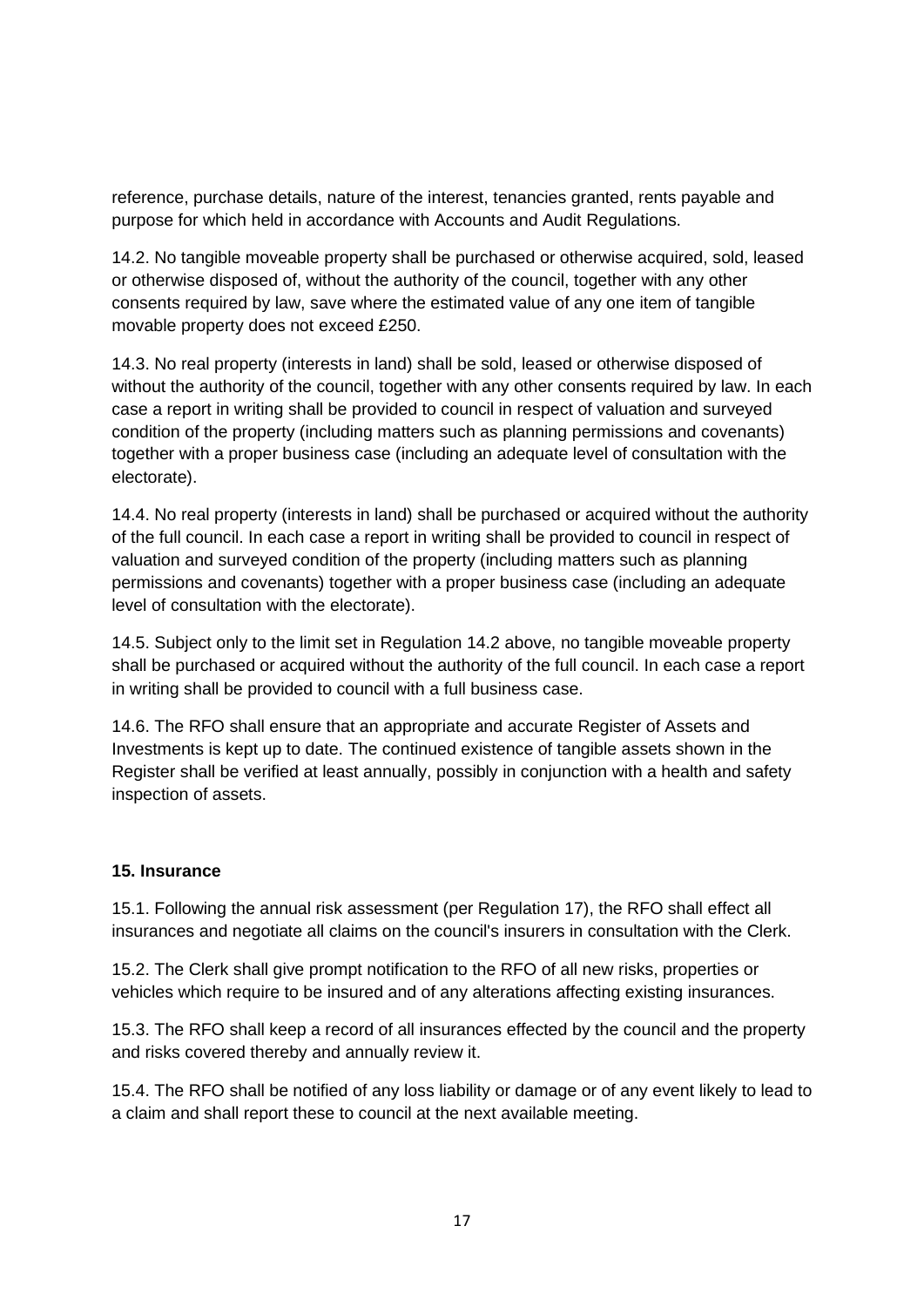reference, purchase details, nature of the interest, tenancies granted, rents payable and purpose for which held in accordance with Accounts and Audit Regulations.

14.2. No tangible moveable property shall be purchased or otherwise acquired, sold, leased or otherwise disposed of, without the authority of the council, together with any other consents required by law, save where the estimated value of any one item of tangible movable property does not exceed £250.

14.3. No real property (interests in land) shall be sold, leased or otherwise disposed of without the authority of the council, together with any other consents required by law. In each case a report in writing shall be provided to council in respect of valuation and surveyed condition of the property (including matters such as planning permissions and covenants) together with a proper business case (including an adequate level of consultation with the electorate).

14.4. No real property (interests in land) shall be purchased or acquired without the authority of the full council. In each case a report in writing shall be provided to council in respect of valuation and surveyed condition of the property (including matters such as planning permissions and covenants) together with a proper business case (including an adequate level of consultation with the electorate).

14.5. Subject only to the limit set in Regulation 14.2 above, no tangible moveable property shall be purchased or acquired without the authority of the full council. In each case a report in writing shall be provided to council with a full business case.

14.6. The RFO shall ensure that an appropriate and accurate Register of Assets and Investments is kept up to date. The continued existence of tangible assets shown in the Register shall be verified at least annually, possibly in conjunction with a health and safety inspection of assets.

**15. Insurance**

15.1. Following the annual risk assessment (per Regulation 17), the RFO shall effect all insurances and negotiate all claims on the council's insurers in consultation with the Clerk.

15.2. The Clerk shall give prompt notification to the RFO of all new risks, properties or vehicles which require to be insured and of any alterations affecting existing insurances.

15.3. The RFO shall keep a record of all insurances effected by the council and the property and risks covered thereby and annually review it.

15.4. The RFO shall be notified of any loss liability or damage or of any event likely to lead to a claim and shall report these to council at the next available meeting.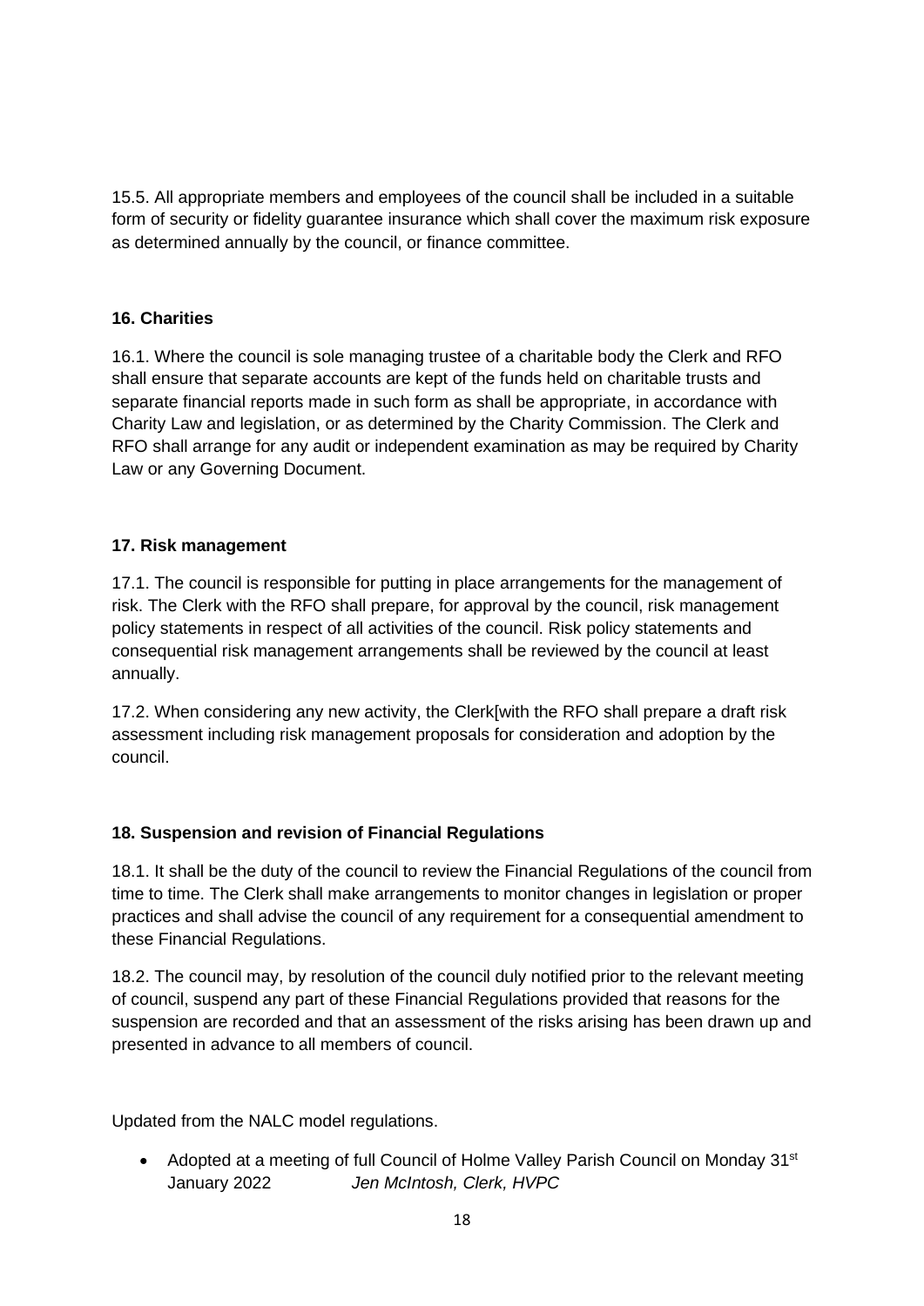15.5. All appropriate members and employees of the council shall be included in a suitable form of security or fidelity guarantee insurance which shall cover the maximum risk exposure as determined annually by the council, or finance committee.

**16. Charities**

16.1. Where the council is sole managing trustee of a charitable body the Clerk and RFO shall ensure that separate accounts are kept of the funds held on charitable trusts and separate financial reports made in such form as shall be appropriate, in accordance with Charity Law and legislation, or as determined by the Charity Commission. The Clerk and RFO shall arrange for any audit or independent examination as may be required by Charity Law or any Governing Document.

**17. Risk management**

17.1. The council is responsible for putting in place arrangements for the management of risk. The Clerk with the RFO shall prepare, for approval by the council, risk management policy statements in respect of all activities of the council. Risk policy statements and consequential risk management arrangements shall be reviewed by the council at least annually.

17.2. When considering any new activity, the Clerk[with the RFO shall prepare a draft risk assessment including risk management proposals for consideration and adoption by the council.

**18. Suspension and revision of Financial Regulations**

18.1. It shall be the duty of the council to review the Financial Regulations of the council from time to time. The Clerk shall make arrangements to monitor changes in legislation or proper practices and shall advise the council of any requirement for a consequential amendment to these Financial Regulations.

18.2. The council may, by resolution of the council duly notified prior to the relevant meeting of council, suspend any part of these Financial Regulations provided that reasons for the suspension are recorded and that an assessment of the risks arising has been drawn up and presented in advance to all members of council.

Updated from the NALC model regulations.

- Adopted at a meeting of full Council of Holme Valley Parish Council on Monday 31st January 2022 *Jen McIntosh, Clerk, HVPC*